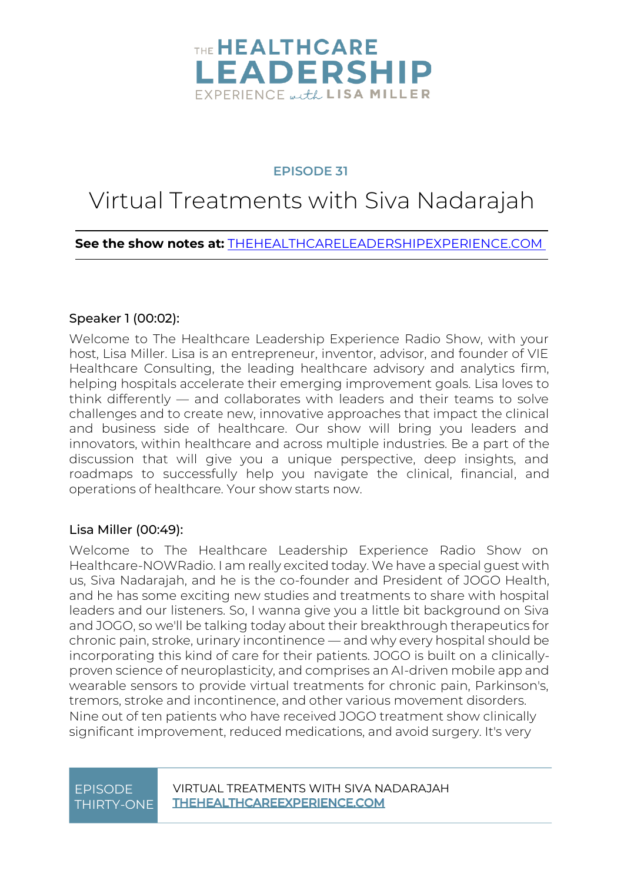THE HEALTHCARE LEADERSHIP EXPERIENCE with LISA MILLER

EPISODE 31

# Virtual Treatments with Siva Nadarajah

**See the show notes at:** THEHEALTHCARELEADERSHIPEXPERIENCE.COM

### Speaker 1 (00:02):

Welcome to The Healthcare Leadership Experience Radio Show, with your host, Lisa Miller. Lisa is an entrepreneur, inventor, advisor, and founder of VIE Healthcare Consulting, the leading healthcare advisory and analytics firm, helping hospitals accelerate their emerging improvement goals. Lisa loves to think differently — and collaborates with leaders and their teams to solve challenges and to create new, innovative approaches that impact the clinical and business side of healthcare. Our show will bring you leaders and innovators, within healthcare and across multiple industries. Be a part of the discussion that will give you a unique perspective, deep insights, and roadmaps to successfully help you navigate the clinical, financial, and operations of healthcare. Your show starts now.

### Lisa Miller (00:49):

Welcome to The Healthcare Leadership Experience Radio Show on Healthcare-NOWRadio. I am really excited today. We have a special guest with us, Siva Nadarajah, and he is the co-founder and President of JOGO Health, and he has some exciting new studies and treatments to share with hospital leaders and our listeners. So, I wanna give you a little bit background on Siva and JOGO, so we'll be talking today about their breakthrough therapeutics for chronic pain, stroke, urinary incontinence — and why every hospital should be incorporating this kind of care for their patients. JOGO is built on a clinically-proven science of neuroplasticity, and comprises an AI-driven mobile app and wearable sensors to provide virtual treatments for chronic pain, Parkinson's, tremors, stroke and incontinence, and other various movement disorders. Nine out of ten patients who have received JOGO treatment show clinically significant improvement, reduced medications, and avoid surgery. It's very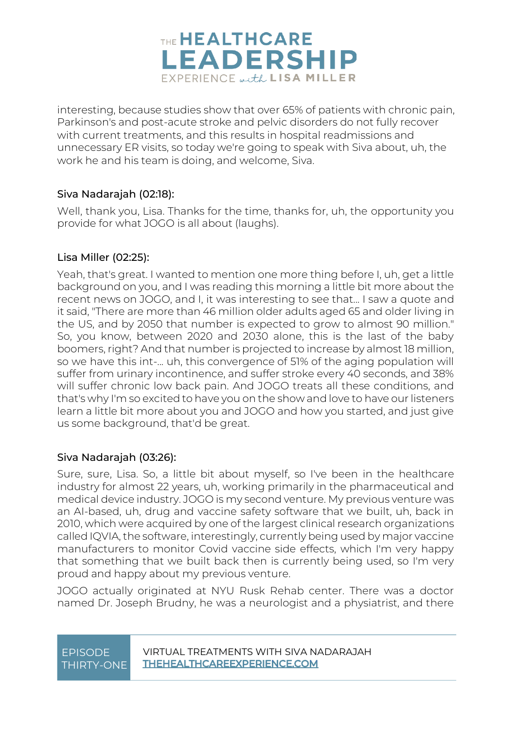interesting, because studies show that over 65% of patients with chronic pain, Parkinson's and post-acute stroke and pelvic disorders do not fully recover with current treatments, and this results in hospital readmissions and unnecessary ER visits, so today we're going to speak with Siva about, uh, the work he and his team is doing, and welcome, Siva.

### Siva Nadarajah (02:18):

Well, thank you, Lisa. Thanks for the time, thanks for, uh, the opportunity you provide for what JOGO is all about (laughs).

### Lisa Miller (02:25):

Yeah, that's great. I wanted to mention one more thing before I, uh, get a little background on you, and I was reading this morning a little bit more about the recent news on JOGO, and I, it was interesting to see that... I saw a quote and it said, "There are more than 46 million older adults aged 65 and older living in the US, and by 2050 that number is expected to grow to almost 90 million." So, you know, between 2020 and 2030 alone, this is the last of the baby boomers, right? And that number is projected to increase by almost 18 million, so we have this int-... uh, this convergence of 51% of the aging population will suffer from urinary incontinence, and suffer stroke every 40 seconds, and 38% will suffer chronic low back pain. And JOGO treats all these conditions, and that's why I'm so excited to have you on the show and love to have our listeners learn a little bit more about you and JOGO and how you started, and just give us some background, that'd be great.

### Siva Nadarajah (03:26):

Sure, sure, Lisa. So, a little bit about myself, so I've been in the healthcare industry for almost 22 years, uh, working primarily in the pharmaceutical and medical device industry. JOGO is my second venture. My previous venture was an AI-based, uh, drug and vaccine safety software that we built, uh, back in 2010, which were acquired by one of the largest clinical research organizations called IQVIA, the software, interestingly, currently being used by major vaccine manufacturers to monitor Covid vaccine side effects, which I'm very happy that something that we built back then is currently being used, so I'm very proud and happy about my previous venture.

JOGO actually originated at NYU Rusk Rehab center. There was a doctor named Dr. Joseph Brudny, he was a neurologist and a physiatrist, and there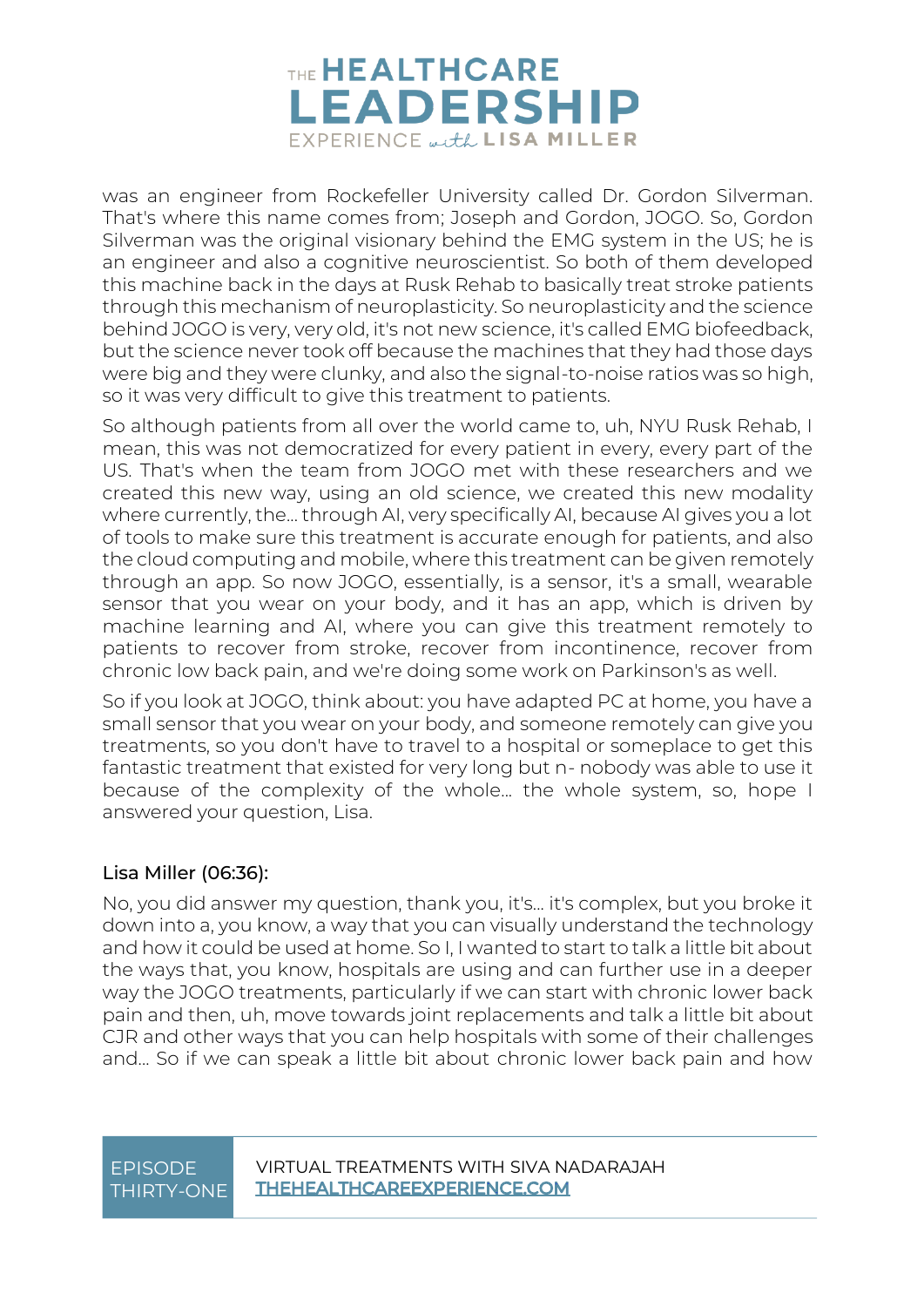was an engineer from Rockefeller University called Dr. Gordon Silverman. That's where this name comes from; Joseph and Gordon, JOGO. So, Gordon Silverman was the original visionary behind the EMG system in the US; he is an engineer and also a cognitive neuroscientist. So both of them developed this machine back in the days at Rusk Rehab to basically treat stroke patients through this mechanism of neuroplasticity. So neuroplasticity and the science behind JOGO is very, very old, it's not new science, it's called EMG biofeedback, but the science never took off because the machines that they had those days were big and they were clunky, and also the signal-to-noise ratios was so high, so it was very difficult to give this treatment to patients.

So although patients from all over the world came to, uh, NYU Rusk Rehab, I mean, this was not democratized for every patient in every, every part of the US. That's when the team from JOGO met with these researchers and we created this new way, using an old science, we created this new modality where currently, the... through AI, very specifically AI, because AI gives you a lot of tools to make sure this treatment is accurate enough for patients, and also the cloud computing and mobile, where this treatment can be given remotely through an app. So now JOGO, essentially, is a sensor, it's a small, wearable sensor that you wear on your body, and it has an app, which is driven by machine learning and AI, where you can give this treatment remotely to patients to recover from stroke, recover from incontinence, recover from chronic low back pain, and we're doing some work on Parkinson's as well.

So if you look at JOGO, think about: you have adapted PC at home, you have a small sensor that you wear on your body, and someone remotely can give you treatments, so you don't have to travel to a hospital or someplace to get this fantastic treatment that existed for very long but n- nobody was able to use it because of the complexity of the whole... the whole system, so, hope I answered your question, Lisa.

### Lisa Miller (06:36):

No, you did answer my question, thank you, it's... it's complex, but you broke it down into a, you know, a way that you can visually understand the technology and how it could be used at home. So I, I wanted to start to talk a little bit about the ways that, you know, hospitals are using and can further use in a deeper way the JOGO treatments, particularly if we can start with chronic lower back pain and then, uh, move towards joint replacements and talk a little bit about CJR and other ways that you can help hospitals with some of their challenges and... So if we can speak a little bit about chronic lower back pain and how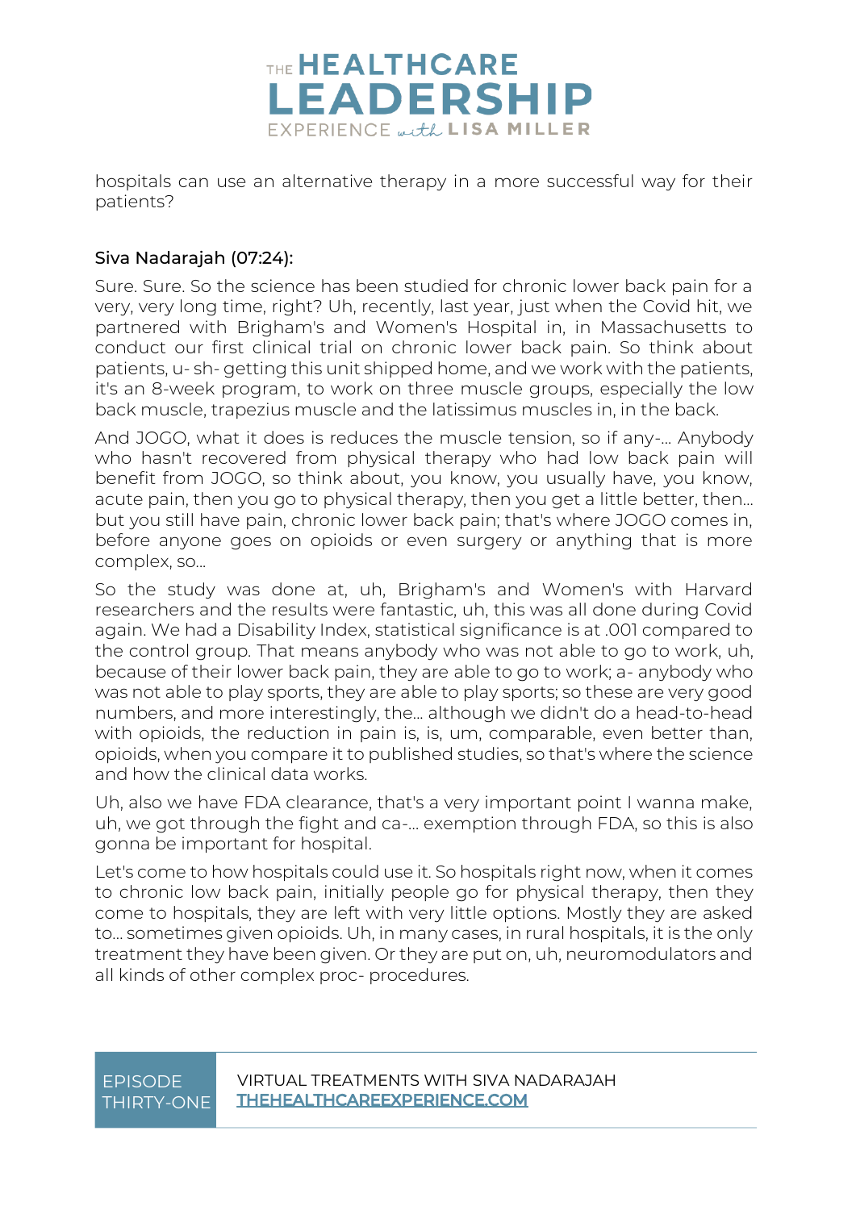hospitals can use an alternative therapy in a more successful way for their patients?

### Siva Nadarajah (07:24):

Sure. Sure. So the science has been studied for chronic lower back pain for a very, very long time, right? Uh, recently, last year, just when the Covid hit, we partnered with Brigham's and Women's Hospital in, in Massachusetts to conduct our first clinical trial on chronic lower back pain. So think about patients, u- sh- getting this unit shipped home, and we work with the patients, it's an 8-week program, to work on three muscle groups, especially the low back muscle, trapezius muscle and the latissimus muscles in, in the back.

And JOGO, what it does is reduces the muscle tension, so if any-... Anybody who hasn't recovered from physical therapy who had low back pain will benefit from JOGO, so think about, you know, you usually have, you know, acute pain, then you go to physical therapy, then you get a little better, then... but you still have pain, chronic lower back pain; that's where JOGO comes in, before anyone goes on opioids or even surgery or anything that is more complex, so...

So the study was done at, uh, Brigham's and Women's with Harvard researchers and the results were fantastic, uh, this was all done during Covid again. We had a Disability Index, statistical significance is at .001 compared to the control group. That means anybody who was not able to go to work, uh, because of their lower back pain, they are able to go to work; a- anybody who was not able to play sports, they are able to play sports; so these are very good numbers, and more interestingly, the... although we didn't do a head-to-head with opioids, the reduction in pain is, is, um, comparable, even better than, opioids, when you compare it to published studies, so that's where the science and how the clinical data works.

Uh, also we have FDA clearance, that's a very important point I wanna make, uh, we got through the fight and ca-... exemption through FDA, so this is also gonna be important for hospital.

Let's come to how hospitals could use it. So hospitals right now, when it comes to chronic low back pain, initially people go for physical therapy, then they come to hospitals, they are left with very little options. Mostly they are asked to... sometimes given opioids. Uh, in many cases, in rural hospitals, it is the only treatment they have been given. Or they are put on, uh, neuromodulators and all kinds of other complex proc- procedures.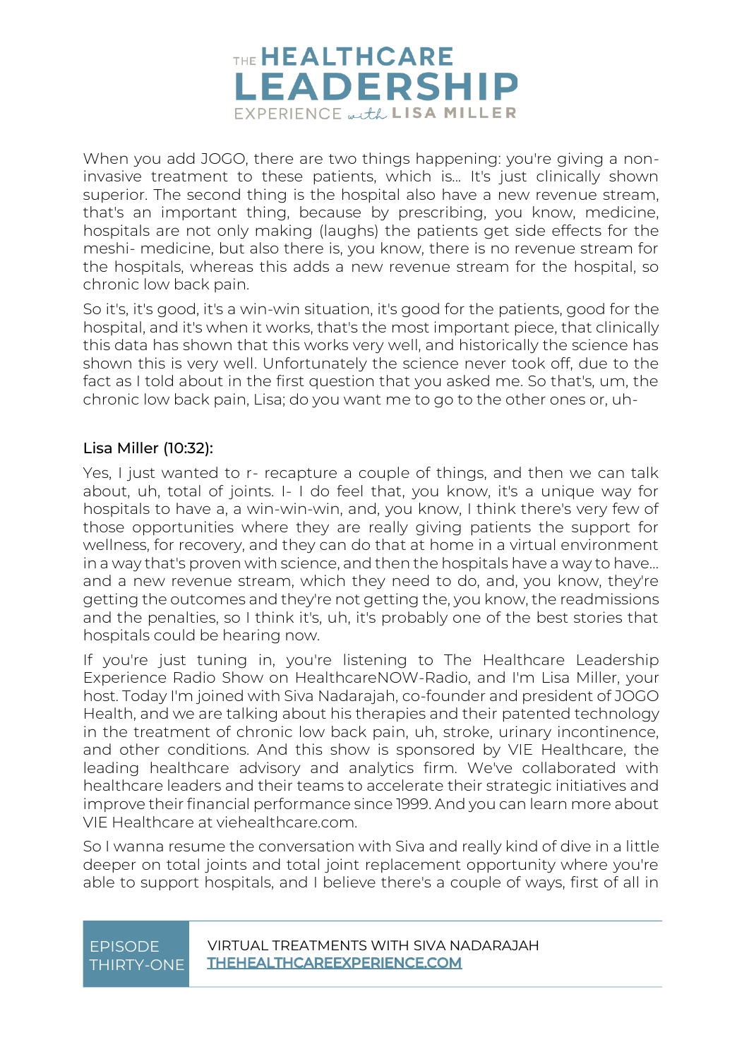When you add JOGO, there are two things happening: you're giving a non-invasive treatment to these patients, which is... It's just clinically shown superior. The second thing is the hospital also have a new revenue stream, that's an important thing, because by prescribing, you know, medicine, hospitals are not only making (laughs) the patients get side effects for the meshi- medicine, but also there is, you know, there is no revenue stream for the hospitals, whereas this adds a new revenue stream for the hospital, so chronic low back pain.

So it's, it's good, it's a win-win situation, it's good for the patients, good for the hospital, and it's when it works, that's the most important piece, that clinically this data has shown that this works very well, and historically the science has shown this is very well. Unfortunately the science never took off, due to the fact as I told about in the first question that you asked me. So that's, um, the chronic low back pain, Lisa; do you want me to go to the other ones or, uh-

#### Lisa Miller (10:32):

Yes, I just wanted to r- recapture a couple of things, and then we can talk about, uh, total of joints. I- I do feel that, you know, it's a unique way for hospitals to have a, a win-win-win, and, you know, I think there's very few of those opportunities where they are really giving patients the support for wellness, for recovery, and they can do that at home in a virtual environment in a way that's proven with science, and then the hospitals have a way to have... and a new revenue stream, which they need to do, and, you know, they're getting the outcomes and they're not getting the, you know, the readmissions and the penalties, so I think it's, uh, it's probably one of the best stories that hospitals could be hearing now.

If you're just tuning in, you're listening to The Healthcare Leadership Experience Radio Show on HealthcareNOW-Radio, and I'm Lisa Miller, your host. Today I'm joined with Siva Nadarajah, co-founder and president of JOGO Health, and we are talking about his therapies and their patented technology in the treatment of chronic low back pain, uh, stroke, urinary incontinence, and other conditions. And this show is sponsored by VIE Healthcare, the leading healthcare advisory and analytics firm. We've collaborated with healthcare leaders and their teams to accelerate their strategic initiatives and improve their financial performance since 1999. And you can learn more about VIE Healthcare at viehealthcare.com.

So I wanna resume the conversation with Siva and really kind of dive in a little deeper on total joints and total joint replacement opportunity where you're able to support hospitals, and I believe there's a couple of ways, first of all in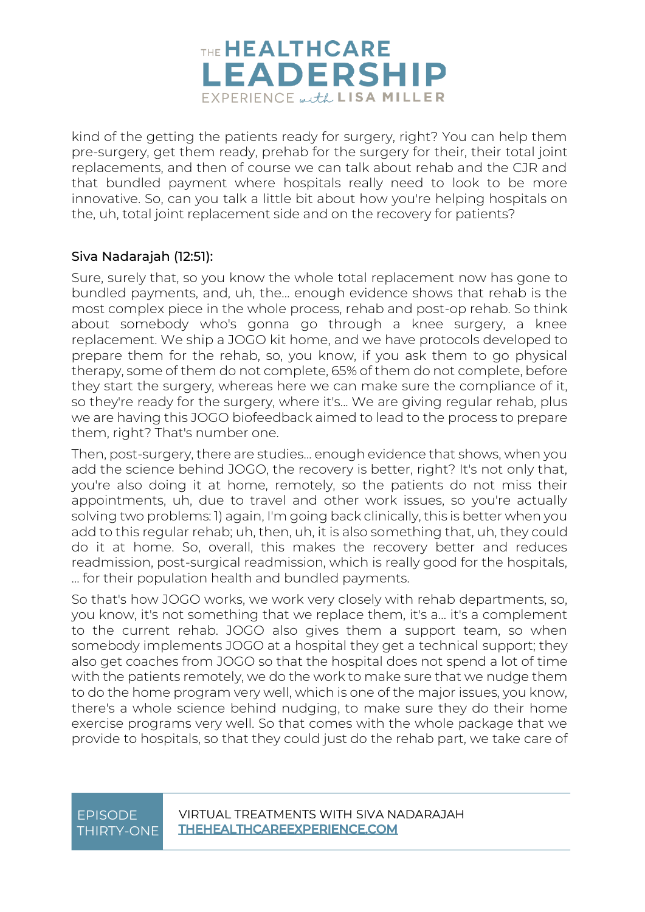kind of the getting the patients ready for surgery, right? You can help them pre-surgery, get them ready, prehab for the surgery for their, their total joint replacements, and then of course we can talk about rehab and the CJR and that bundled payment where hospitals really need to look to be more innovative. So, can you talk a little bit about how you're helping hospitals on the, uh, total joint replacement side and on the recovery for patients?

**Siva Nadarajah (12:51):**

Sure, surely that, so you know the whole total replacement now has gone to bundled payments, and, uh, the... enough evidence shows that rehab is the most complex piece in the whole process, rehab and post-op rehab. So think about somebody who's gonna go through a knee surgery, a knee replacement. We ship a JOGO kit home, and we have protocols developed to prepare them for the rehab, so, you know, if you ask them to go physical therapy, some of them do not complete, 65% of them do not complete, before they start the surgery, whereas here we can make sure the compliance of it, so they're ready for the surgery, where it's... We are giving regular rehab, plus we are having this JOGO biofeedback aimed to lead to the process to prepare them, right? That's number one.

Then, post-surgery, there are studies... enough evidence that shows, when you add the science behind JOGO, the recovery is better, right? It's not only that, you're also doing it at home, remotely, so the patients do not miss their appointments, uh, due to travel and other work issues, so you're actually solving two problems: 1) again, I'm going back clinically, this is better when you add to this regular rehab; uh, then, uh, it is also something that, uh, they could do it at home. So, overall, this makes the recovery better and reduces readmission, post-surgical readmission, which is really good for the hospitals, ... for their population health and bundled payments.

So that's how JOGO works, we work very closely with rehab departments, so, you know, it's not something that we replace them, it's a... it's a complement to the current rehab. JOGO also gives them a support team, so when somebody implements JOGO at a hospital they get a technical support; they also get coaches from JOGO so that the hospital does not spend a lot of time with the patients remotely, we do the work to make sure that we nudge them to do the home program very well, which is one of the major issues, you know, there's a whole science behind nudging, to make sure they do their home exercise programs very well. So that comes with the whole package that we provide to hospitals, so that they could just do the rehab part, we take care of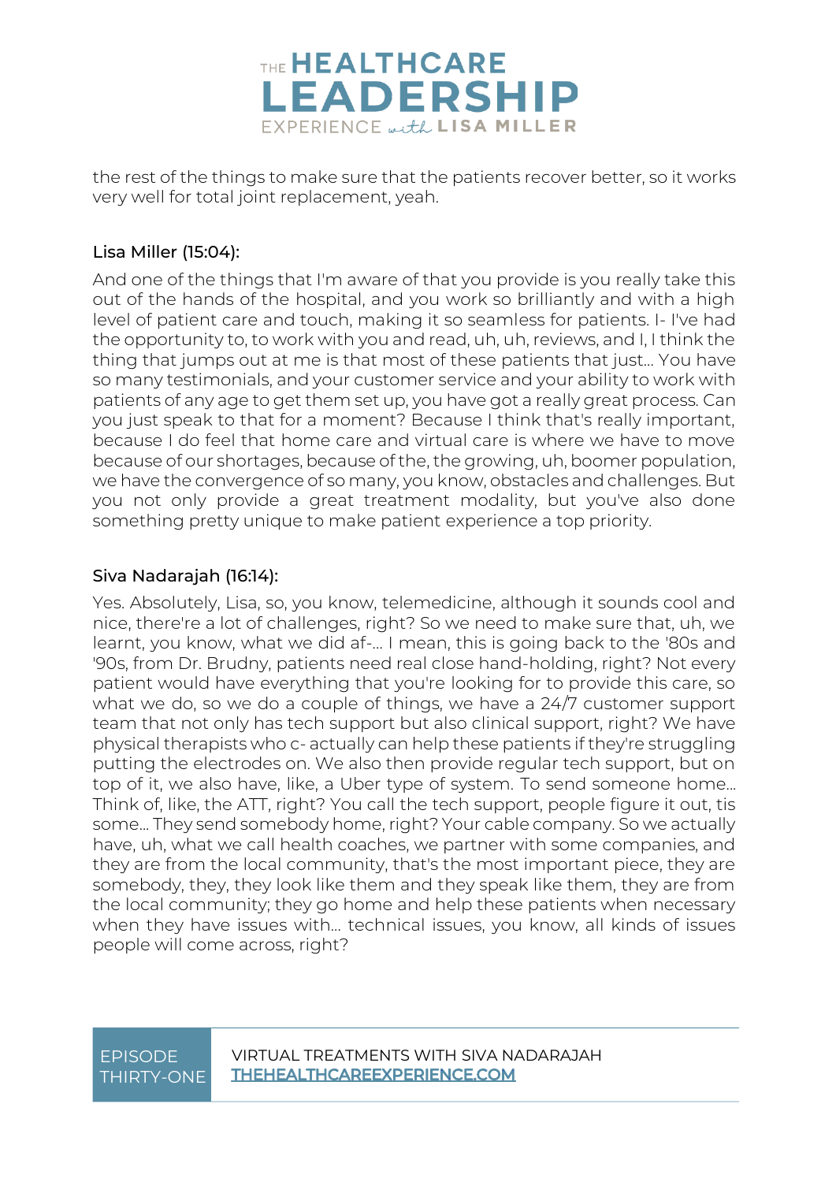the rest of the things to make sure that the patients recover better, so it works very well for total joint replacement, yeah.

### Lisa Miller (15:04):

And one of the things that I'm aware of that you provide is you really take this out of the hands of the hospital, and you work so brilliantly and with a high level of patient care and touch, making it so seamless for patients. I- I've had the opportunity to, to work with you and read, uh, uh, reviews, and I, I think the thing that jumps out at me is that most of these patients that just... You have so many testimonials, and your customer service and your ability to work with patients of any age to get them set up, you have got a really great process. Can you just speak to that for a moment? Because I think that's really important, because I do feel that home care and virtual care is where we have to move because of our shortages, because of the, the growing, uh, boomer population, we have the convergence of so many, you know, obstacles and challenges. But you not only provide a great treatment modality, but you've also done something pretty unique to make patient experience a top priority.

### Siva Nadarajah (16:14):

Yes. Absolutely, Lisa, so, you know, telemedicine, although it sounds cool and nice, there're a lot of challenges, right? So we need to make sure that, uh, we learnt, you know, what we did af-... I mean, this is going back to the '80s and '90s, from Dr. Brudny, patients need real close hand-holding, right? Not every patient would have everything that you're looking for to provide this care, so what we do, so we do a couple of things, we have a 24/7 customer support team that not only has tech support but also clinical support, right? We have physical therapists who c- actually can help these patients if they're struggling putting the electrodes on. We also then provide regular tech support, but on top of it, we also have, like, a Uber type of system. To send someone home... Think of, like, the ATT, right? You call the tech support, people figure it out, tis some... They send somebody home, right? Your cable company. So we actually have, uh, what we call health coaches, we partner with some companies, and they are from the local community, that's the most important piece, they are somebody, they, they look like them and they speak like them, they are from the local community; they go home and help these patients when necessary when they have issues with... technical issues, you know, all kinds of issues people will come across, right?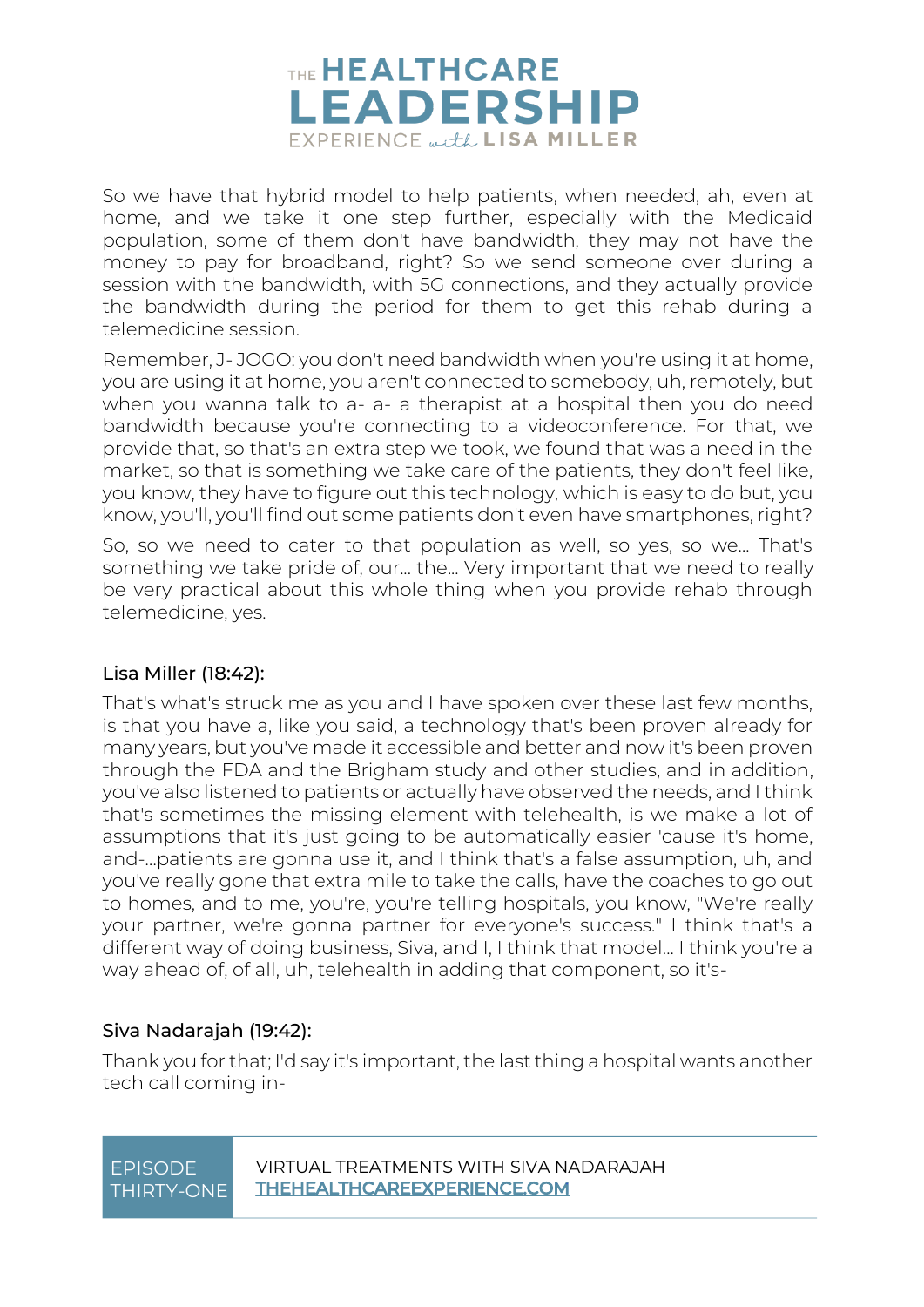So we have that hybrid model to help patients, when needed, ah, even at home, and we take it one step further, especially with the Medicaid population, some of them don't have bandwidth, they may not have the money to pay for broadband, right? So we send someone over during a session with the bandwidth, with 5G connections, and they actually provide the bandwidth during the period for them to get this rehab during a telemedicine session.

Remember, J- JOGO: you don't need bandwidth when you're using it at home, you are using it at home, you aren't connected to somebody, uh, remotely, but when you wanna talk to a- a- a therapist at a hospital then you do need bandwidth because you're connecting to a videoconference. For that, we provide that, so that's an extra step we took, we found that was a need in the market, so that is something we take care of the patients, they don't feel like, you know, they have to figure out this technology, which is easy to do but, you know, you'll, you'll find out some patients don't even have smartphones, right?

So, so we need to cater to that population as well, so yes, so we... That's something we take pride of, our... the... Very important that we need to really be very practical about this whole thing when you provide rehab through telemedicine, yes.

### Lisa Miller (18:42):

That's what's struck me as you and I have spoken over these last few months, is that you have a, like you said, a technology that's been proven already for many years, but you've made it accessible and better and now it's been proven through the FDA and the Brigham study and other studies, and in addition, you've also listened to patients or actually have observed the needs, and I think that's sometimes the missing element with telehealth, is we make a lot of assumptions that it's just going to be automatically easier 'cause it's home, and-...patients are gonna use it, and I think that's a false assumption, uh, and you've really gone that extra mile to take the calls, have the coaches to go out to homes, and to me, you're, you're telling hospitals, you know, "We're really your partner, we're gonna partner for everyone's success." I think that's a different way of doing business, Siva, and I, I think that model... I think you're a way ahead of, of all, uh, telehealth in adding that component, so it's-

### Siva Nadarajah (19:42):

Thank you for that; I'd say it's important, the last thing a hospital wants another tech call coming in-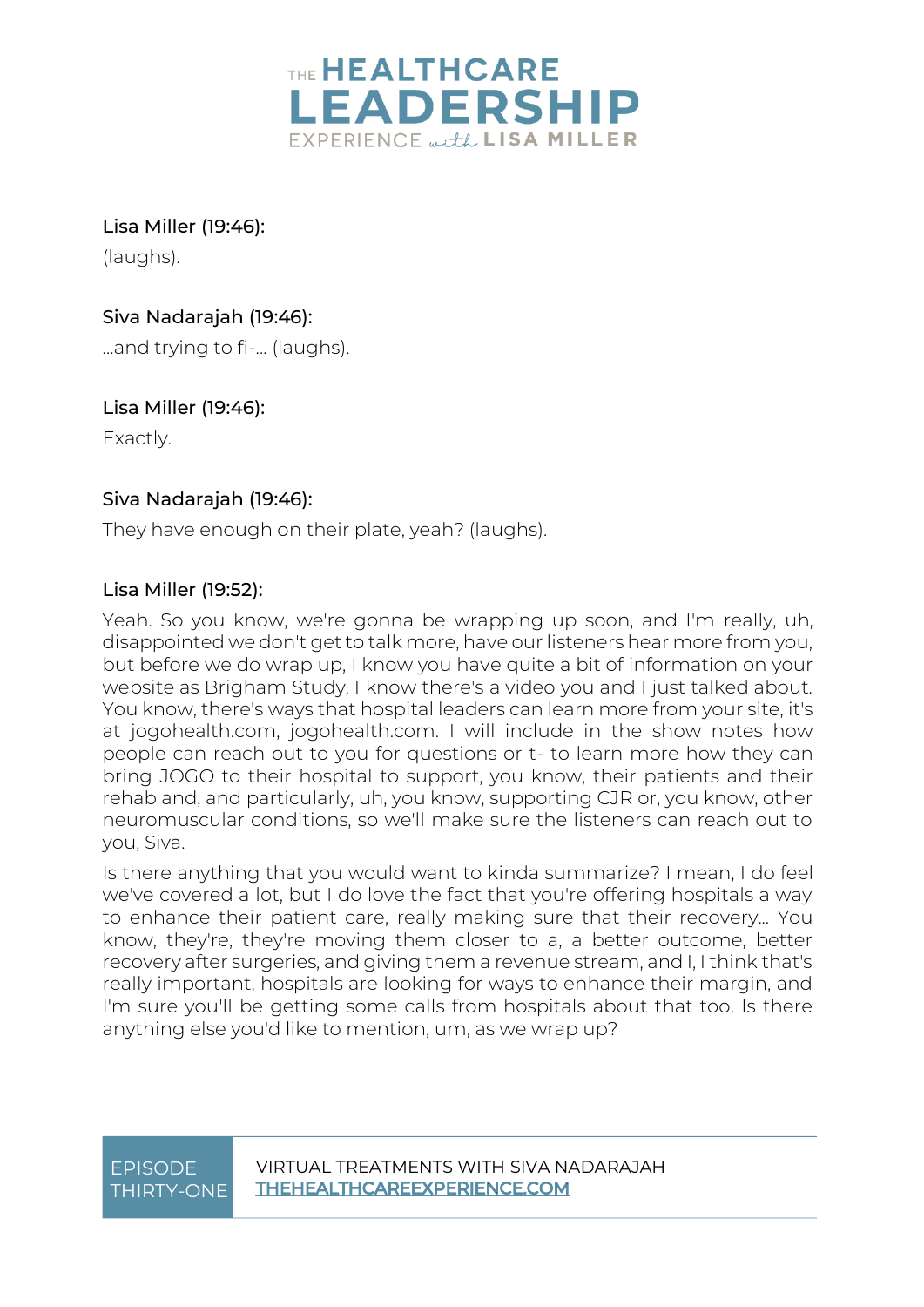**Lisa Miller (19:46):**

(laughs).

**Siva Nadarajah (19:46):**

...and trying to fi-... (laughs).

**Lisa Miller (19:46):**

Exactly.

**Siva Nadarajah (19:46):**

They have enough on their plate, yeah? (laughs).

**Lisa Miller (19:52):**

Yeah. So you know, we're gonna be wrapping up soon, and I'm really, uh, disappointed we don't get to talk more, have our listeners hear more from you, but before we do wrap up, I know you have quite a bit of information on your website as Brigham Study, I know there's a video you and I just talked about. You know, there's ways that hospital leaders can learn more from your site, it's at jogohealth.com, jogohealth.com. I will include in the show notes how people can reach out to you for questions or t- to learn more how they can bring JOGO to their hospital to support, you know, their patients and their rehab and, and particularly, uh, you know, supporting CJR or, you know, other neuromuscular conditions, so we'll make sure the listeners can reach out to you, Siva.

Is there anything that you would want to kinda summarize? I mean, I do feel we've covered a lot, but I do love the fact that you're offering hospitals a way to enhance their patient care, really making sure that their recovery... You know, they're, they're moving them closer to a, a better outcome, better recovery after surgeries, and giving them a revenue stream, and I, I think that's really important, hospitals are looking for ways to enhance their margin, and I'm sure you'll be getting some calls from hospitals about that too. Is there anything else you'd like to mention, um, as we wrap up?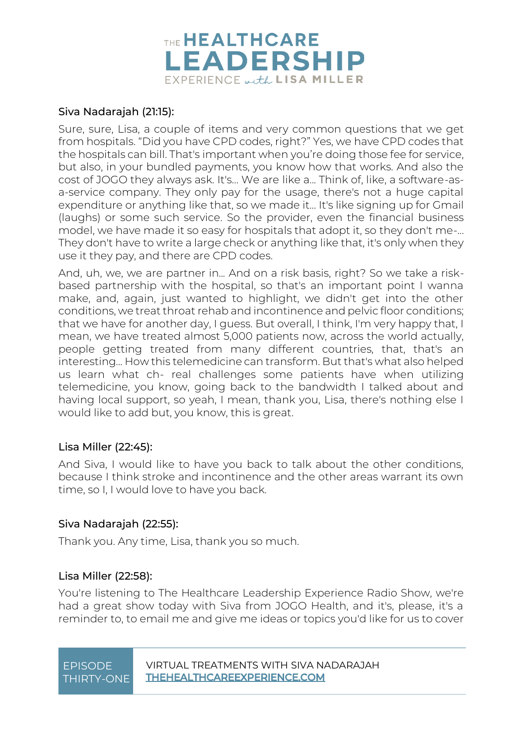Siva Nadarajah (21:15):

Sure, sure, Lisa, a couple of items and very common questions that we get from hospitals. "Did you have CPD codes, right?" Yes, we have CPD codes that the hospitals can bill. That's important when you're doing those fee for service, but also, in your bundled payments, you know how that works. And also the cost of JOGO they always ask. It's… We are like a… Think of, like, a software-as-a-service company. They only pay for the usage, there's not a huge capital expenditure or anything like that, so we made it… It's like signing up for Gmail (laughs) or some such service. So the provider, even the financial business model, we have made it so easy for hospitals that adopt it, so they don't me-… They don't have to write a large check or anything like that, it's only when they use it they pay, and there are CPD codes.

And, uh, we, we are partner in… And on a risk basis, right? So we take a risk-based partnership with the hospital, so that's an important point I wanna make, and, again, just wanted to highlight, we didn't get into the other conditions, we treat throat rehab and incontinence and pelvic floor conditions; that we have for another day, I guess. But overall, I think, I'm very happy that, I mean, we have treated almost 5,000 patients now, across the world actually, people getting treated from many different countries, that, that's an interesting… How this telemedicine can transform. But that's what also helped us learn what ch- real challenges some patients have when utilizing telemedicine, you know, going back to the bandwidth I talked about and having local support, so yeah, I mean, thank you, Lisa, there's nothing else I would like to add but, you know, this is great.

Lisa Miller (22:45):

And Siva, I would like to have you back to talk about the other conditions, because I think stroke and incontinence and the other areas warrant its own time, so I, I would love to have you back.

Siva Nadarajah (22:55):

Thank you. Any time, Lisa, thank you so much.

Lisa Miller (22:58):

You're listening to The Healthcare Leadership Experience Radio Show, we're had a great show today with Siva from JOGO Health, and it's, please, it's a reminder to, to email me and give me ideas or topics you'd like for us to cover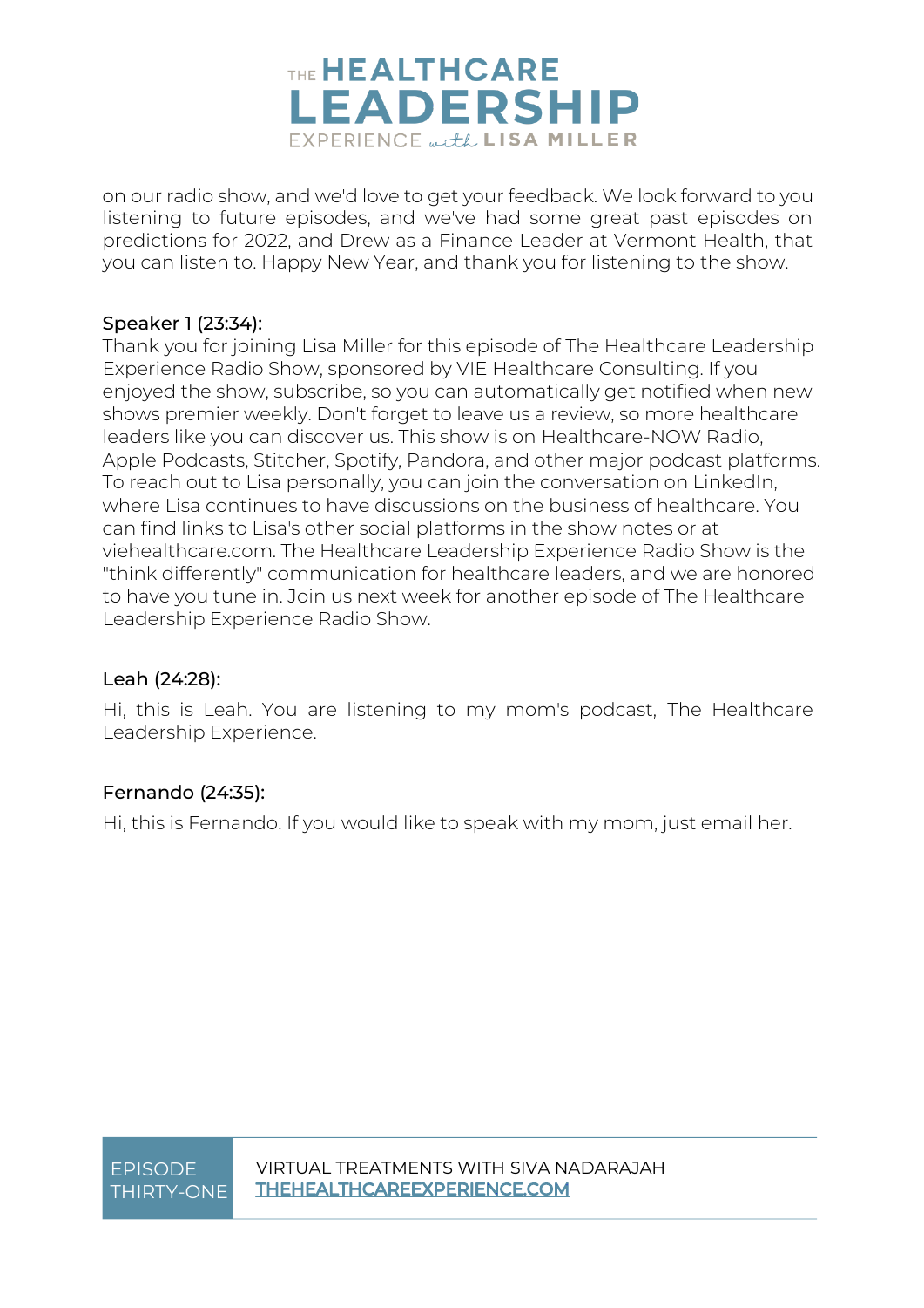on our radio show, and we'd love to get your feedback. We look forward to you listening to future episodes, and we've had some great past episodes on predictions for 2022, and Drew as a Finance Leader at Vermont Health, that you can listen to. Happy New Year, and thank you for listening to the show.

**Speaker 1 (23:34):**
Thank you for joining Lisa Miller for this episode of The Healthcare Leadership Experience Radio Show, sponsored by VIE Healthcare Consulting. If you enjoyed the show, subscribe, so you can automatically get notified when new shows premier weekly. Don't forget to leave us a review, so more healthcare leaders like you can discover us. This show is on Healthcare-NOW Radio, Apple Podcasts, Stitcher, Spotify, Pandora, and other major podcast platforms. To reach out to Lisa personally, you can join the conversation on LinkedIn, where Lisa continues to have discussions on the business of healthcare. You can find links to Lisa's other social platforms in the show notes or at viehealthcare.com. The Healthcare Leadership Experience Radio Show is the "think differently" communication for healthcare leaders, and we are honored to have you tune in. Join us next week for another episode of The Healthcare Leadership Experience Radio Show.

**Leah (24:28):**

Hi, this is Leah. You are listening to my mom's podcast, The Healthcare Leadership Experience.

**Fernando (24:35):**

Hi, this is Fernando. If you would like to speak with my mom, just email her.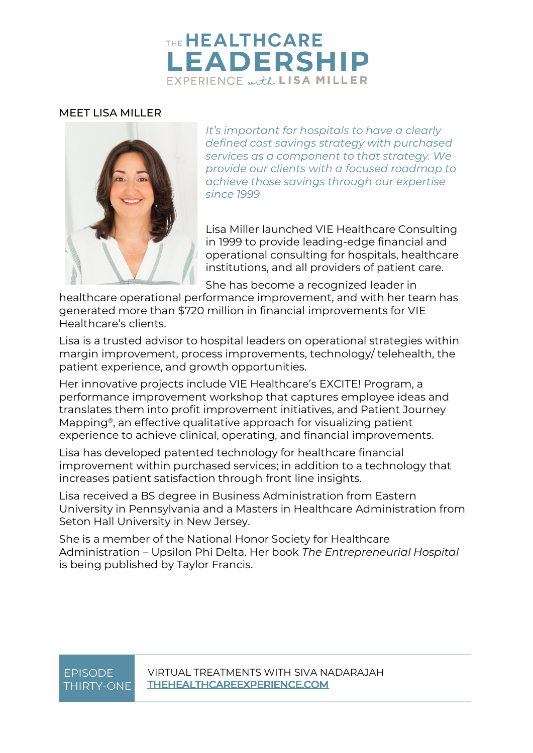# THE HEALTHCARE LEADERSHIP EXPERIENCE with LISA MILLER

## MEET LISA MILLER

*It's important for hospitals to have a clearly defined cost savings strategy with purchased services as a component to that strategy. We provide our clients with a focused roadmap to achieve those savings through our expertise since 1999*

Lisa Miller launched VIE Healthcare Consulting in 1999 to provide leading-edge financial and operational consulting for hospitals, healthcare institutions, and all providers of patient care.

She has become a recognized leader in healthcare operational performance improvement, and with her team has generated more than $720 million in financial improvements for VIE Healthcare's clients.

Lisa is a trusted advisor to hospital leaders on operational strategies within margin improvement, process improvements, technology/ telehealth, the patient experience, and growth opportunities.

Her innovative projects include VIE Healthcare's EXCITE! Program, a performance improvement workshop that captures employee ideas and translates them into profit improvement initiatives, and Patient Journey Mapping®, an effective qualitative approach for visualizing patient experience to achieve clinical, operating, and financial improvements.

Lisa has developed patented technology for healthcare financial improvement within purchased services; in addition to a technology that increases patient satisfaction through front line insights.

Lisa received a BS degree in Business Administration from Eastern University in Pennsylvania and a Masters in Healthcare Administration from Seton Hall University in New Jersey.

She is a member of the National Honor Society for Healthcare Administration – Upsilon Phi Delta. Her book *The Entrepreneurial Hospital* is being published by Taylor Francis.

EPISODE THIRTY-ONE

VIRTUAL TREATMENTS WITH SIVA NADARAJAH

THEHEALTHCAREEXPERIENCE.COM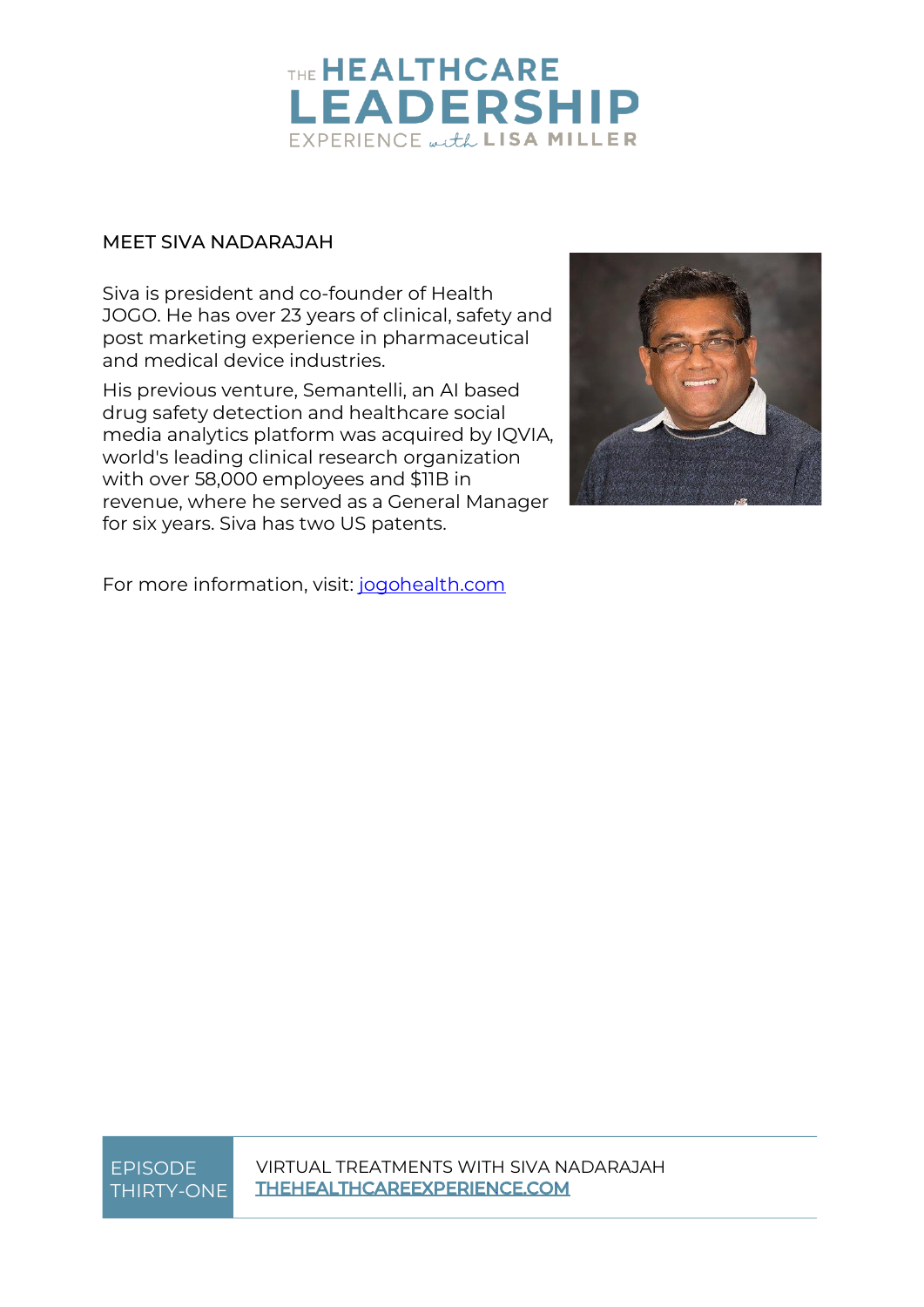## MEET SIVA NADARAJAH

Siva is president and co-founder of Health JOGO. He has over 23 years of clinical, safety and post marketing experience in pharmaceutical and medical device industries.

His previous venture, Semantelli, an AI based drug safety detection and healthcare social media analytics platform was acquired by IQVIA, world's leading clinical research organization with over 58,000 employees and $11B in revenue, where he served as a General Manager for six years. Siva has two US patents.

For more information, visit: jogohealth.com